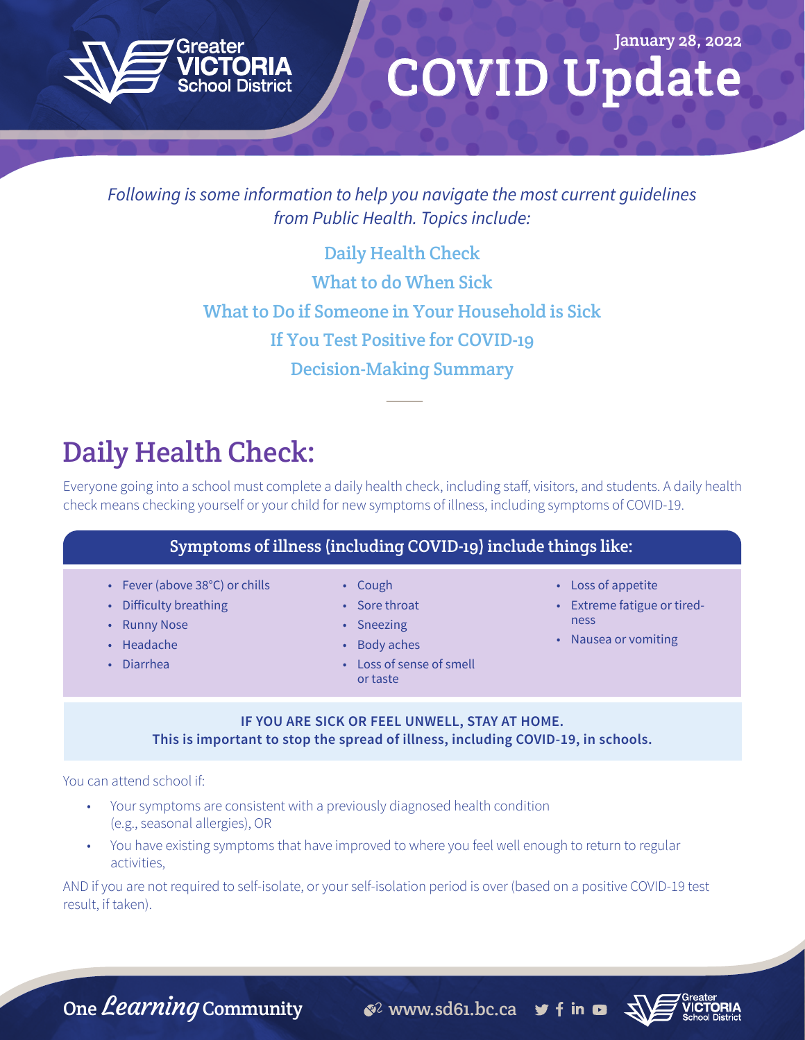Greater VICTORIA School District

January 28, 2022

# COVID Update

*Following is some information to help you navigate the most current guidelines from Public Health. Topics include:*

Daily Health Check

What to do When Sick

What to Do if Someone in Your Household is Sick

If You Test Positive for COVID-19

Decision-Making Summary

## Daily Health Check:

Everyone going into a school must complete a daily health check, including staff, visitors, and students. A daily health check means checking yourself or your child for new symptoms of illness, including symptoms of COVID-19.

### Symptoms of illness (including COVID-19) include things like:

- Fever (above 38°C) or chills
- Difficulty breathing
- Runny Nose
- Headache
- Diarrhea
- Cough
- Sore throat
- Sneezing
- Body aches
- Loss of sense of smell or taste
- Loss of appetite
- Extreme fatigue or tiredness
- Nausea or vomiting

**IF YOU ARE SICK OR FEEL UNWELL, STAY AT HOME.**
**This is important to stop the spread of illness, including COVID-19, in schools.**

You can attend school if:

- Your symptoms are consistent with a previously diagnosed health condition (e.g., seasonal allergies), OR
- You have existing symptoms that have improved to where you feel well enough to return to regular activities,

AND if you are not required to self-isolate, or your self-isolation period is over (based on a positive COVID-19 test result, if taken).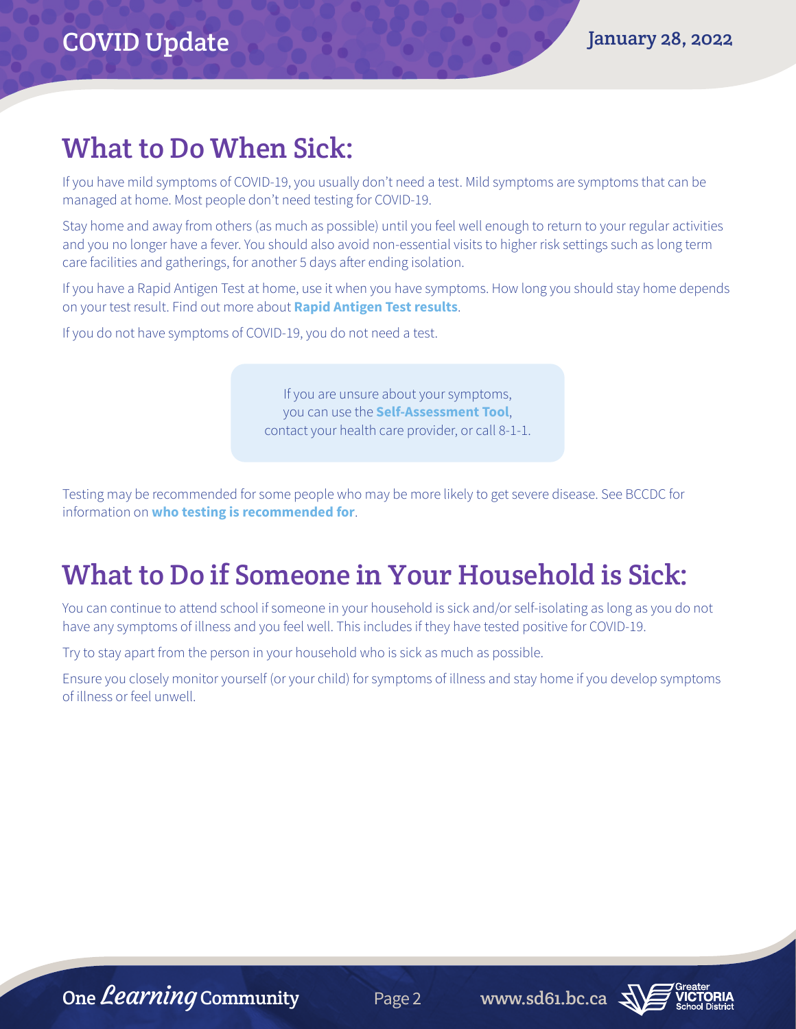## What to Do When Sick:

If you have mild symptoms of COVID-19, you usually don't need a test. Mild symptoms are symptoms that can be managed at home. Most people don't need testing for COVID-19.

Stay home and away from others (as much as possible) until you feel well enough to return to your regular activities and you no longer have a fever. You should also avoid non-essential visits to higher risk settings such as long term care facilities and gatherings, for another 5 days after ending isolation.

If you have a Rapid Antigen Test at home, use it when you have symptoms. How long you should stay home depends on your test result. Find out more about **Rapid Antigen Test results**.

If you do not have symptoms of COVID-19, you do not need a test.

> If you are unsure about your symptoms, you can use the **Self-Assessment Tool**, contact your health care provider, or call 8-1-1.

Testing may be recommended for some people who may be more likely to get severe disease. See BCCDC for information on **who testing is recommended for**.

## What to Do if Someone in Your Household is Sick:

You can continue to attend school if someone in your household is sick and/or self-isolating as long as you do not have any symptoms of illness and you feel well. This includes if they have tested positive for COVID-19.

Try to stay apart from the person in your household who is sick as much as possible.

Ensure you closely monitor yourself (or your child) for symptoms of illness and stay home if you develop symptoms of illness or feel unwell.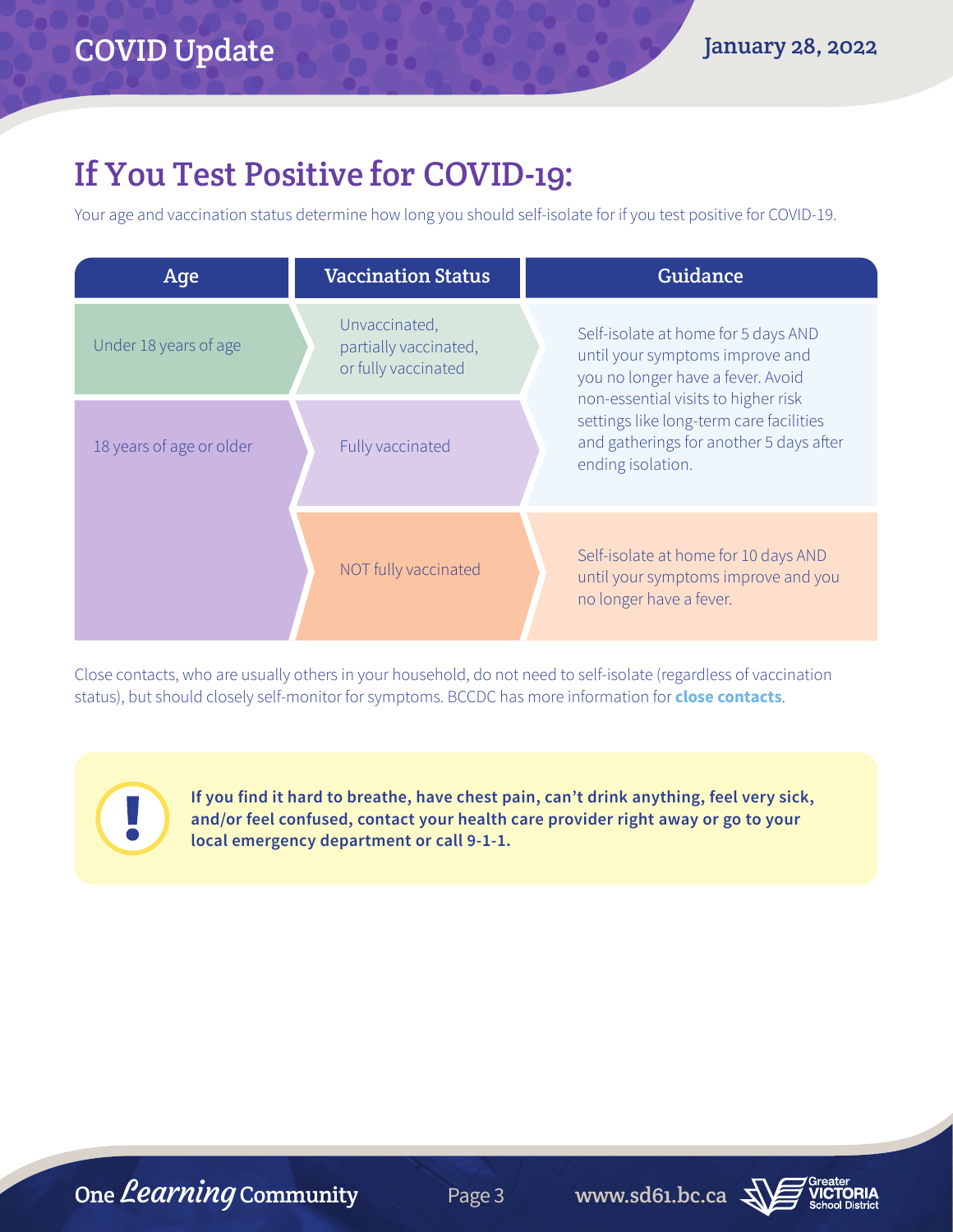# If You Test Positive for COVID-19:

Your age and vaccination status determine how long you should self-isolate for if you test positive for COVID-19.

| Age | Vaccination Status | Guidance |
|---|---|---|
| Under 18 years of age | Unvaccinated, partially vaccinated, or fully vaccinated | Self-isolate at home for 5 days AND until your symptoms improve and you no longer have a fever. Avoid non-essential visits to higher risk settings like long-term care facilities and gatherings for another 5 days after ending isolation. |
| 18 years of age or older | Fully vaccinated | Self-isolate at home for 5 days AND until your symptoms improve and you no longer have a fever. Avoid non-essential visits to higher risk settings like long-term care facilities and gatherings for another 5 days after ending isolation. |
| 18 years of age or older | NOT fully vaccinated | Self-isolate at home for 10 days AND until your symptoms improve and you no longer have a fever. |

Close contacts, who are usually others in your household, do not need to self-isolate (regardless of vaccination status), but should closely self-monitor for symptoms. BCCDC has more information for **close contacts**.

**If you find it hard to breathe, have chest pain, can't drink anything, feel very sick, and/or feel confused, contact your health care provider right away or go to your local emergency department or call 9-1-1.**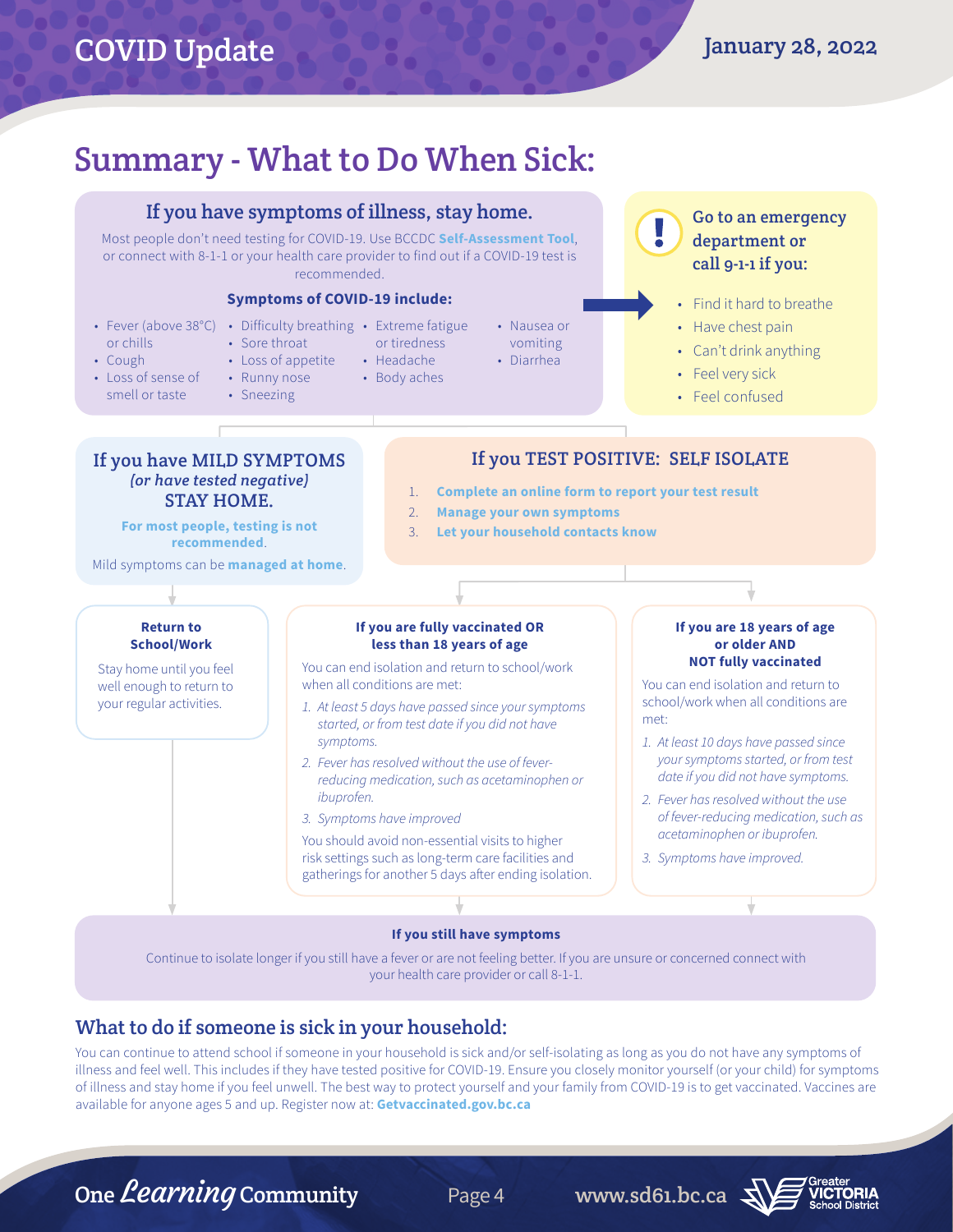COVID Update

January 28, 2022

# Summary - What to Do When Sick:

## If you have symptoms of illness, stay home.

Most people don't need testing for COVID-19. Use BCCDC **Self-Assessment Tool**, or connect with 8-1-1 or your health care provider to find out if a COVID-19 test is recommended.

**Symptoms of COVID-19 include:**

- Fever (above 38°C) or chills
- Cough
- Loss of sense of smell or taste
- Difficulty breathing
- Sore throat
- Loss of appetite
- Runny nose
- Sneezing
- Extreme fatigue or tiredness
- Headache
- Body aches
- Nausea or vomiting
- Diarrhea

## Go to an emergency department or call 9-1-1 if you:

- Find it hard to breathe
- Have chest pain
- Can't drink anything
- Feel very sick
- Feel confused

## If you have MILD SYMPTOMS *(or have tested negative)* STAY HOME.

**For most people, testing is not recommended.**

Mild symptoms can be **managed at home**.

### Return to School/Work

Stay home until you feel well enough to return to your regular activities.

## If you TEST POSITIVE: SELF ISOLATE

1. **Complete an online form to report your test result**
2. **Manage your own symptoms**
3. **Let your household contacts know**

### If you are fully vaccinated OR less than 18 years of age

You can end isolation and return to school/work when all conditions are met:

1. *At least 5 days have passed since your symptoms started, or from test date if you did not have symptoms.*
2. *Fever has resolved without the use of fever-reducing medication, such as acetaminophen or ibuprofen.*
3. *Symptoms have improved*

You should avoid non-essential visits to higher risk settings such as long-term care facilities and gatherings for another 5 days after ending isolation.

### If you are 18 years of age or older AND NOT fully vaccinated

You can end isolation and return to school/work when all conditions are met:

1. *At least 10 days have passed since your symptoms started, or from test date if you did not have symptoms.*
2. *Fever has resolved without the use of fever-reducing medication, such as acetaminophen or ibuprofen.*
3. *Symptoms have improved.*

### If you still have symptoms

Continue to isolate longer if you still have a fever or are not feeling better. If you are unsure or concerned connect with your health care provider or call 8-1-1.

## What to do if someone is sick in your household:

You can continue to attend school if someone in your household is sick and/or self-isolating as long as you do not have any symptoms of illness and feel well. This includes if they have tested positive for COVID-19. Ensure you closely monitor yourself (or your child) for symptoms of illness and stay home if you feel unwell. The best way to protect yourself and your family from COVID-19 is to get vaccinated. Vaccines are available for anyone ages 5 and up. Register now at: **Getvaccinated.gov.bc.ca**